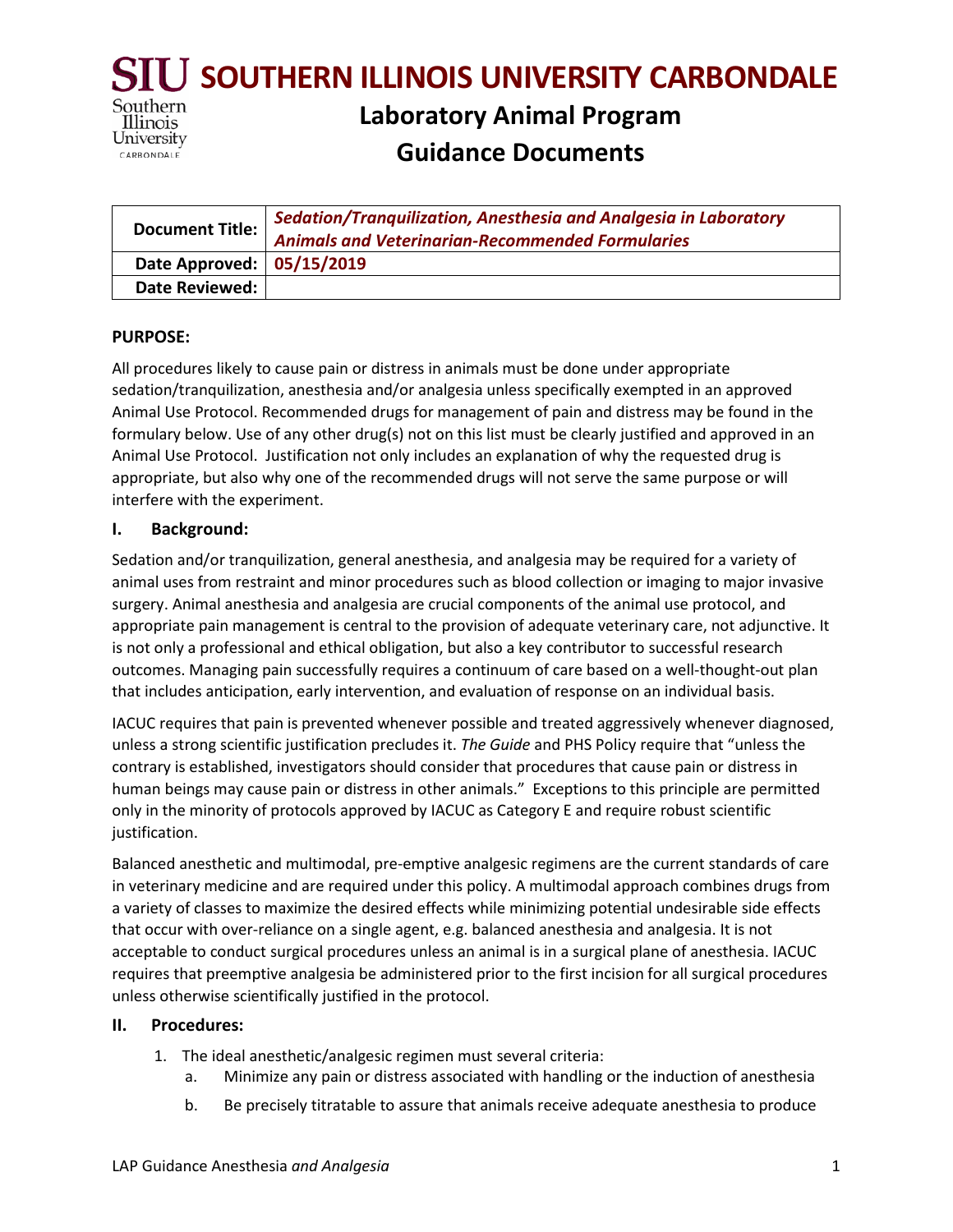# SOUTHERN ILLINOIS UNIVERSITY CARBONDALE

## Laboratory Animal Program
## Guidance Documents

| Document Title: | *Sedation/Tranquilization, Anesthesia and Analgesia in Laboratory Animals and Veterinarian-Recommended Formularies* |
|---|---|
| Date Approved: | 05/15/2019 |
| Date Reviewed: | |

**PURPOSE:**

All procedures likely to cause pain or distress in animals must be done under appropriate sedation/tranquilization, anesthesia and/or analgesia unless specifically exempted in an approved Animal Use Protocol. Recommended drugs for management of pain and distress may be found in the formulary below. Use of any other drug(s) not on this list must be clearly justified and approved in an Animal Use Protocol. Justification not only includes an explanation of why the requested drug is appropriate, but also why one of the recommended drugs will not serve the same purpose or will interfere with the experiment.

### I. Background:

Sedation and/or tranquilization, general anesthesia, and analgesia may be required for a variety of animal uses from restraint and minor procedures such as blood collection or imaging to major invasive surgery. Animal anesthesia and analgesia are crucial components of the animal use protocol, and appropriate pain management is central to the provision of adequate veterinary care, not adjunctive. It is not only a professional and ethical obligation, but also a key contributor to successful research outcomes. Managing pain successfully requires a continuum of care based on a well-thought-out plan that includes anticipation, early intervention, and evaluation of response on an individual basis.

IACUC requires that pain is prevented whenever possible and treated aggressively whenever diagnosed, unless a strong scientific justification precludes it. *The Guide* and PHS Policy require that "unless the contrary is established, investigators should consider that procedures that cause pain or distress in human beings may cause pain or distress in other animals." Exceptions to this principle are permitted only in the minority of protocols approved by IACUC as Category E and require robust scientific justification.

Balanced anesthetic and multimodal, pre-emptive analgesic regimens are the current standards of care in veterinary medicine and are required under this policy. A multimodal approach combines drugs from a variety of classes to maximize the desired effects while minimizing potential undesirable side effects that occur with over-reliance on a single agent, e.g. balanced anesthesia and analgesia. It is not acceptable to conduct surgical procedures unless an animal is in a surgical plane of anesthesia. IACUC requires that preemptive analgesia be administered prior to the first incision for all surgical procedures unless otherwise scientifically justified in the protocol.

### II. Procedures:

1. The ideal anesthetic/analgesic regimen must several criteria:
   a. Minimize any pain or distress associated with handling or the induction of anesthesia
   b. Be precisely titratable to assure that animals receive adequate anesthesia to produce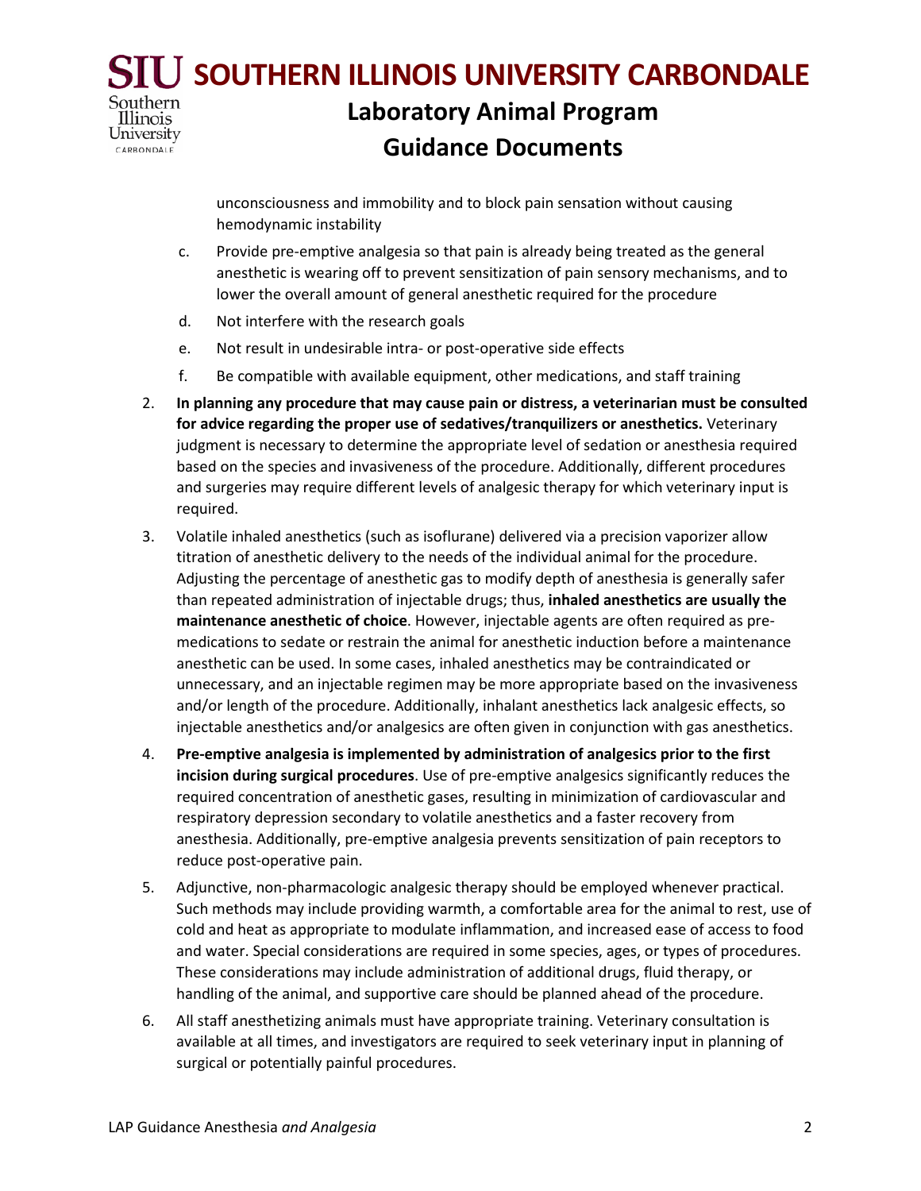unconsciousness and immobility and to block pain sensation without causing hemodynamic instability

c. Provide pre-emptive analgesia so that pain is already being treated as the general anesthetic is wearing off to prevent sensitization of pain sensory mechanisms, and to lower the overall amount of general anesthetic required for the procedure

d. Not interfere with the research goals

e. Not result in undesirable intra- or post-operative side effects

f. Be compatible with available equipment, other medications, and staff training

2. **In planning any procedure that may cause pain or distress, a veterinarian must be consulted for advice regarding the proper use of sedatives/tranquilizers or anesthetics.** Veterinary judgment is necessary to determine the appropriate level of sedation or anesthesia required based on the species and invasiveness of the procedure. Additionally, different procedures and surgeries may require different levels of analgesic therapy for which veterinary input is required.

3. Volatile inhaled anesthetics (such as isoflurane) delivered via a precision vaporizer allow titration of anesthetic delivery to the needs of the individual animal for the procedure. Adjusting the percentage of anesthetic gas to modify depth of anesthesia is generally safer than repeated administration of injectable drugs; thus, **inhaled anesthetics are usually the maintenance anesthetic of choice**. However, injectable agents are often required as pre-medications to sedate or restrain the animal for anesthetic induction before a maintenance anesthetic can be used. In some cases, inhaled anesthetics may be contraindicated or unnecessary, and an injectable regimen may be more appropriate based on the invasiveness and/or length of the procedure. Additionally, inhalant anesthetics lack analgesic effects, so injectable anesthetics and/or analgesics are often given in conjunction with gas anesthetics.

4. **Pre-emptive analgesia is implemented by administration of analgesics prior to the first incision during surgical procedures**. Use of pre-emptive analgesics significantly reduces the required concentration of anesthetic gases, resulting in minimization of cardiovascular and respiratory depression secondary to volatile anesthetics and a faster recovery from anesthesia. Additionally, pre-emptive analgesia prevents sensitization of pain receptors to reduce post-operative pain.

5. Adjunctive, non-pharmacologic analgesic therapy should be employed whenever practical. Such methods may include providing warmth, a comfortable area for the animal to rest, use of cold and heat as appropriate to modulate inflammation, and increased ease of access to food and water. Special considerations are required in some species, ages, or types of procedures. These considerations may include administration of additional drugs, fluid therapy, or handling of the animal, and supportive care should be planned ahead of the procedure.

6. All staff anesthetizing animals must have appropriate training. Veterinary consultation is available at all times, and investigators are required to seek veterinary input in planning of surgical or potentially painful procedures.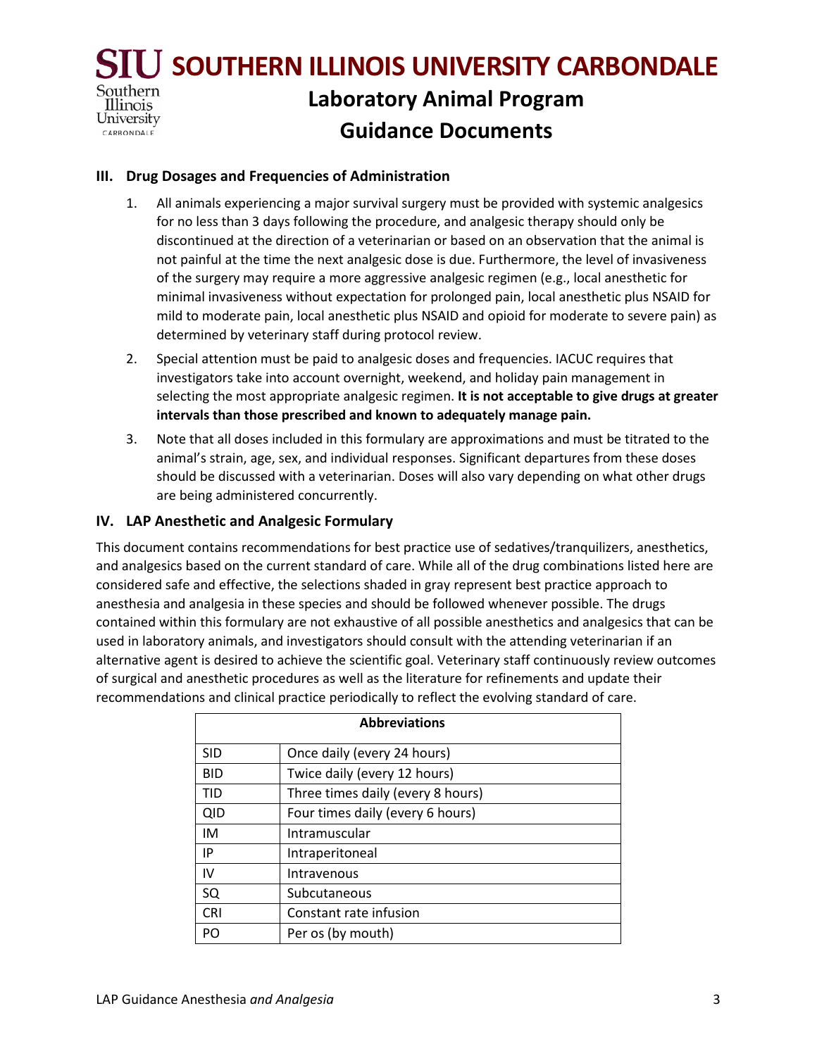### III. Drug Dosages and Frequencies of Administration

1. All animals experiencing a major survival surgery must be provided with systemic analgesics for no less than 3 days following the procedure, and analgesic therapy should only be discontinued at the direction of a veterinarian or based on an observation that the animal is not painful at the time the next analgesic dose is due. Furthermore, the level of invasiveness of the surgery may require a more aggressive analgesic regimen (e.g., local anesthetic for minimal invasiveness without expectation for prolonged pain, local anesthetic plus NSAID for mild to moderate pain, local anesthetic plus NSAID and opioid for moderate to severe pain) as determined by veterinary staff during protocol review.
2. Special attention must be paid to analgesic doses and frequencies. IACUC requires that investigators take into account overnight, weekend, and holiday pain management in selecting the most appropriate analgesic regimen. **It is not acceptable to give drugs at greater intervals than those prescribed and known to adequately manage pain.**
3. Note that all doses included in this formulary are approximations and must be titrated to the animal's strain, age, sex, and individual responses. Significant departures from these doses should be discussed with a veterinarian. Doses will also vary depending on what other drugs are being administered concurrently.

### IV. LAP Anesthetic and Analgesic Formulary

This document contains recommendations for best practice use of sedatives/tranquilizers, anesthetics, and analgesics based on the current standard of care. While all of the drug combinations listed here are considered safe and effective, the selections shaded in gray represent best practice approach to anesthesia and analgesia in these species and should be followed whenever possible. The drugs contained within this formulary are not exhaustive of all possible anesthetics and analgesics that can be used in laboratory animals, and investigators should consult with the attending veterinarian if an alternative agent is desired to achieve the scientific goal. Veterinary staff continuously review outcomes of surgical and anesthetic procedures as well as the literature for refinements and update their recommendations and clinical practice periodically to reflect the evolving standard of care.

| **Abbreviations** | |
|---|---|
| SID | Once daily (every 24 hours) |
| BID | Twice daily (every 12 hours) |
| TID | Three times daily (every 8 hours) |
| QID | Four times daily (every 6 hours) |
| IM | Intramuscular |
| IP | Intraperitoneal |
| IV | Intravenous |
| SQ | Subcutaneous |
| CRI | Constant rate infusion |
| PO | Per os (by mouth) |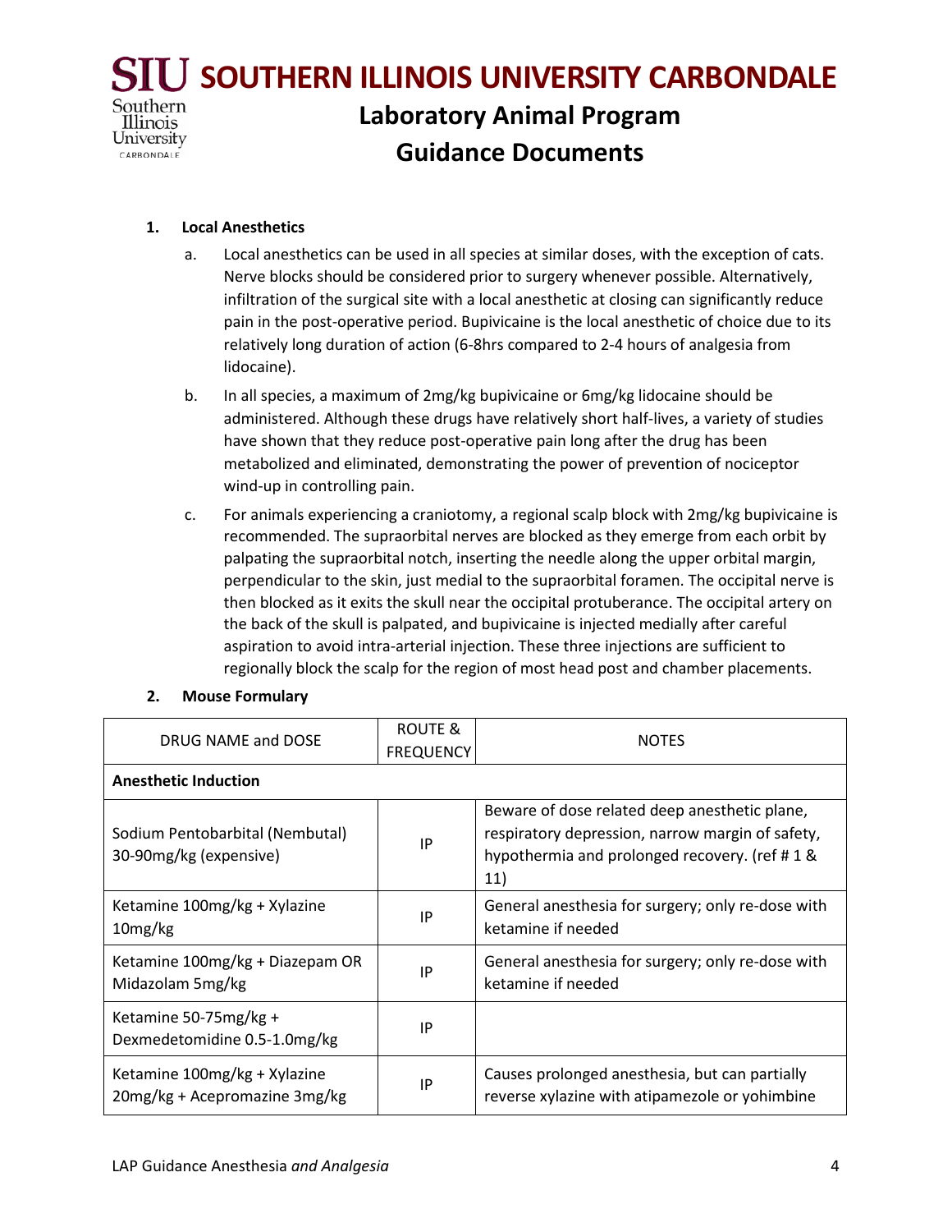1. **Local Anesthetics**

    a. Local anesthetics can be used in all species at similar doses, with the exception of cats. Nerve blocks should be considered prior to surgery whenever possible. Alternatively, infiltration of the surgical site with a local anesthetic at closing can significantly reduce pain in the post-operative period. Bupivicaine is the local anesthetic of choice due to its relatively long duration of action (6-8hrs compared to 2-4 hours of analgesia from lidocaine).

    b. In all species, a maximum of 2mg/kg bupivicaine or 6mg/kg lidocaine should be administered. Although these drugs have relatively short half-lives, a variety of studies have shown that they reduce post-operative pain long after the drug has been metabolized and eliminated, demonstrating the power of prevention of nociceptor wind-up in controlling pain.

    c. For animals experiencing a craniotomy, a regional scalp block with 2mg/kg bupivicaine is recommended. The supraorbital nerves are blocked as they emerge from each orbit by palpating the supraorbital notch, inserting the needle along the upper orbital margin, perpendicular to the skin, just medial to the supraorbital foramen. The occipital nerve is then blocked as it exits the skull near the occipital protuberance. The occipital artery on the back of the skull is palpated, and bupivicaine is injected medially after careful aspiration to avoid intra-arterial injection. These three injections are sufficient to regionally block the scalp for the region of most head post and chamber placements.

2. **Mouse Formulary**

| DRUG NAME and DOSE | ROUTE & FREQUENCY | NOTES |
|---|---|---|
| **Anesthetic Induction** | | |
| Sodium Pentobarbital (Nembutal) 30-90mg/kg (expensive) | IP | Beware of dose related deep anesthetic plane, respiratory depression, narrow margin of safety, hypothermia and prolonged recovery. (ref # 1 & 11) |
| Ketamine 100mg/kg + Xylazine 10mg/kg | IP | General anesthesia for surgery; only re-dose with ketamine if needed |
| Ketamine 100mg/kg + Diazepam OR Midazolam 5mg/kg | IP | General anesthesia for surgery; only re-dose with ketamine if needed |
| Ketamine 50-75mg/kg + Dexmedetomidine 0.5-1.0mg/kg | IP | |
| Ketamine 100mg/kg + Xylazine 20mg/kg + Acepromazine 3mg/kg | IP | Causes prolonged anesthesia, but can partially reverse xylazine with atipamezole or yohimbine |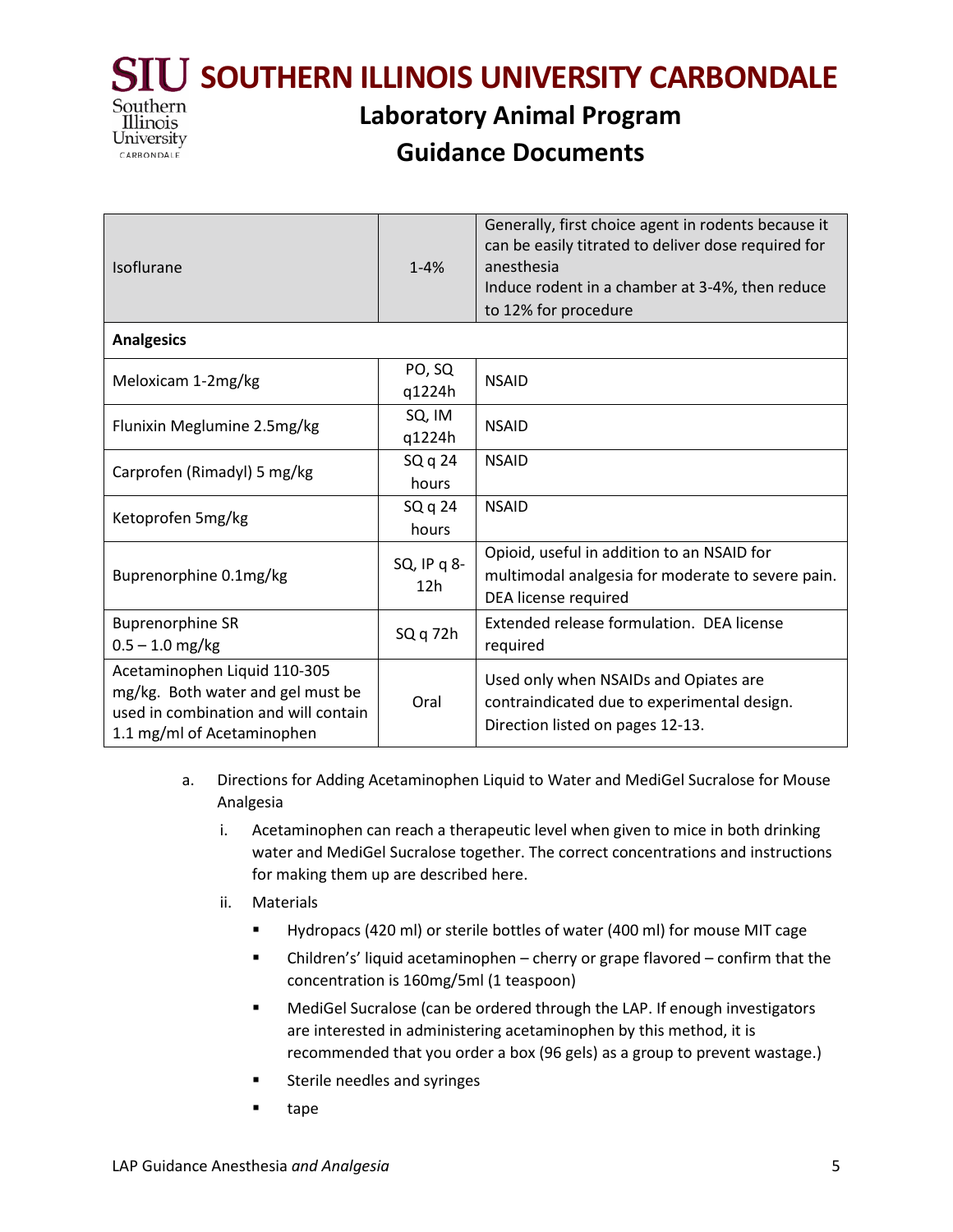| | | |
|---|---|---|
| Isoflurane | 1-4% | Generally, first choice agent in rodents because it can be easily titrated to deliver dose required for anesthesia<br>Induce rodent in a chamber at 3-4%, then reduce to 12% for procedure |
| **Analgesics** | | |
| Meloxicam 1-2mg/kg | PO, SQ q1224h | NSAID |
| Flunixin Meglumine 2.5mg/kg | SQ, IM q1224h | NSAID |
| Carprofen (Rimadyl) 5 mg/kg | SQ q 24 hours | NSAID |
| Ketoprofen 5mg/kg | SQ q 24 hours | NSAID |
| Buprenorphine 0.1mg/kg | SQ, IP q 8-12h | Opioid, useful in addition to an NSAID for multimodal analgesia for moderate to severe pain. DEA license required |
| Buprenorphine SR<br>0.5 – 1.0 mg/kg | SQ q 72h | Extended release formulation. DEA license required |
| Acetaminophen Liquid 110-305 mg/kg. Both water and gel must be used in combination and will contain 1.1 mg/ml of Acetaminophen | Oral | Used only when NSAIDs and Opiates are contraindicated due to experimental design. Direction listed on pages 12-13. |

a. Directions for Adding Acetaminophen Liquid to Water and MediGel Sucralose for Mouse Analgesia

i. Acetaminophen can reach a therapeutic level when given to mice in both drinking water and MediGel Sucralose together. The correct concentrations and instructions for making them up are described here.

ii. Materials

- Hydropacs (420 ml) or sterile bottles of water (400 ml) for mouse MIT cage
- Children's' liquid acetaminophen – cherry or grape flavored – confirm that the concentration is 160mg/5ml (1 teaspoon)
- MediGel Sucralose (can be ordered through the LAP. If enough investigators are interested in administering acetaminophen by this method, it is recommended that you order a box (96 gels) as a group to prevent wastage.)
- Sterile needles and syringes
- tape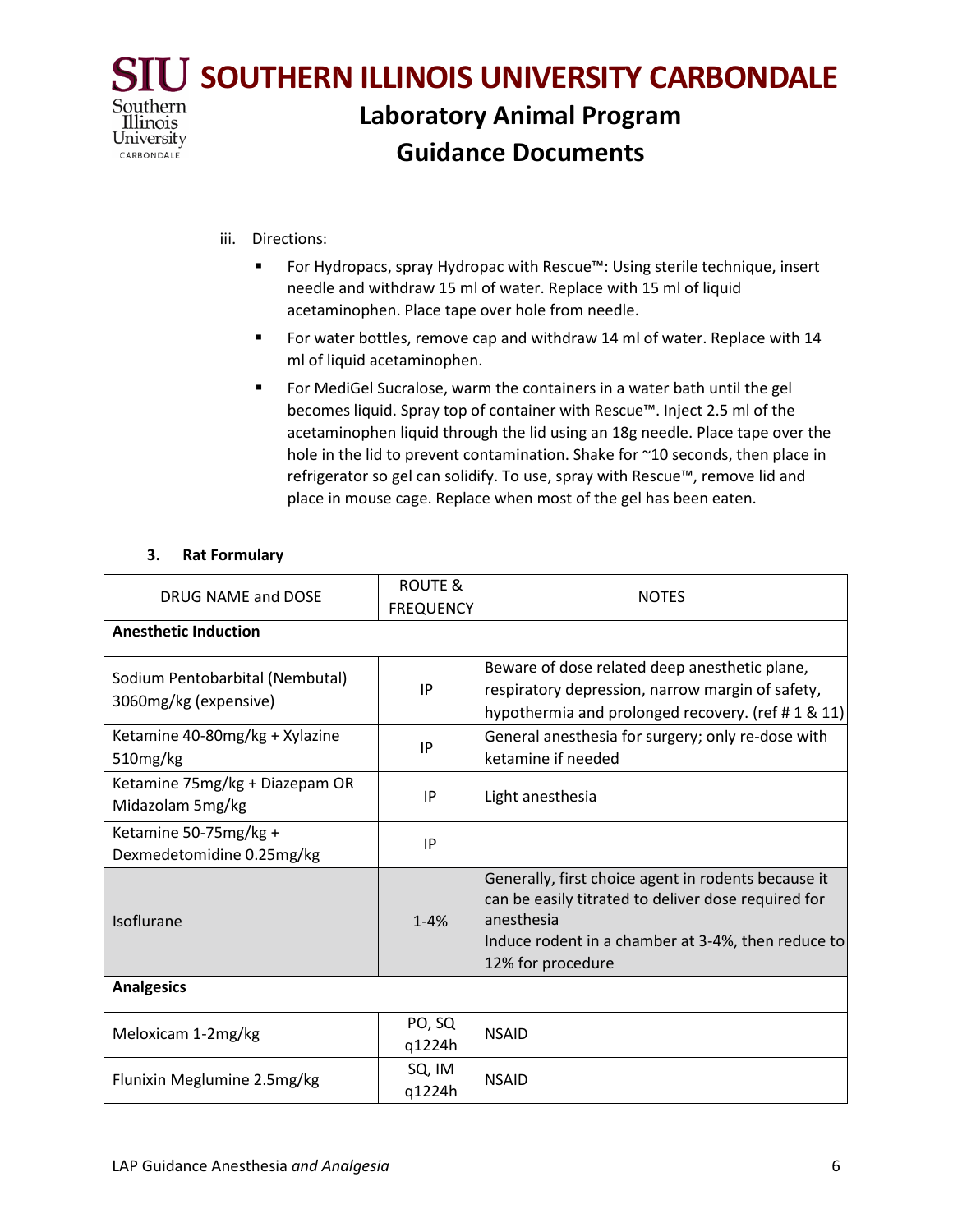iii. Directions:

- For Hydropacs, spray Hydropac with Rescue™: Using sterile technique, insert needle and withdraw 15 ml of water. Replace with 15 ml of liquid acetaminophen. Place tape over hole from needle.
- For water bottles, remove cap and withdraw 14 ml of water. Replace with 14 ml of liquid acetaminophen.
- For MediGel Sucralose, warm the containers in a water bath until the gel becomes liquid. Spray top of container with Rescue™. Inject 2.5 ml of the acetaminophen liquid through the lid using an 18g needle. Place tape over the hole in the lid to prevent contamination. Shake for ~10 seconds, then place in refrigerator so gel can solidify. To use, spray with Rescue™, remove lid and place in mouse cage. Replace when most of the gel has been eaten.

### 3. Rat Formulary

| DRUG NAME and DOSE | ROUTE & FREQUENCY | NOTES |
|---|---|---|
| **Anesthetic Induction** | | |
| Sodium Pentobarbital (Nembutal) 3060mg/kg (expensive) | IP | Beware of dose related deep anesthetic plane, respiratory depression, narrow margin of safety, hypothermia and prolonged recovery. (ref # 1 & 11) |
| Ketamine 40-80mg/kg + Xylazine 510mg/kg | IP | General anesthesia for surgery; only re-dose with ketamine if needed |
| Ketamine 75mg/kg + Diazepam OR Midazolam 5mg/kg | IP | Light anesthesia |
| Ketamine 50-75mg/kg + Dexmedetomidine 0.25mg/kg | IP | |
| Isoflurane | 1-4% | Generally, first choice agent in rodents because it can be easily titrated to deliver dose required for anesthesia<br>Induce rodent in a chamber at 3-4%, then reduce to 12% for procedure |
| **Analgesics** | | |
| Meloxicam 1-2mg/kg | PO, SQ q1224h | NSAID |
| Flunixin Meglumine 2.5mg/kg | SQ, IM q1224h | NSAID |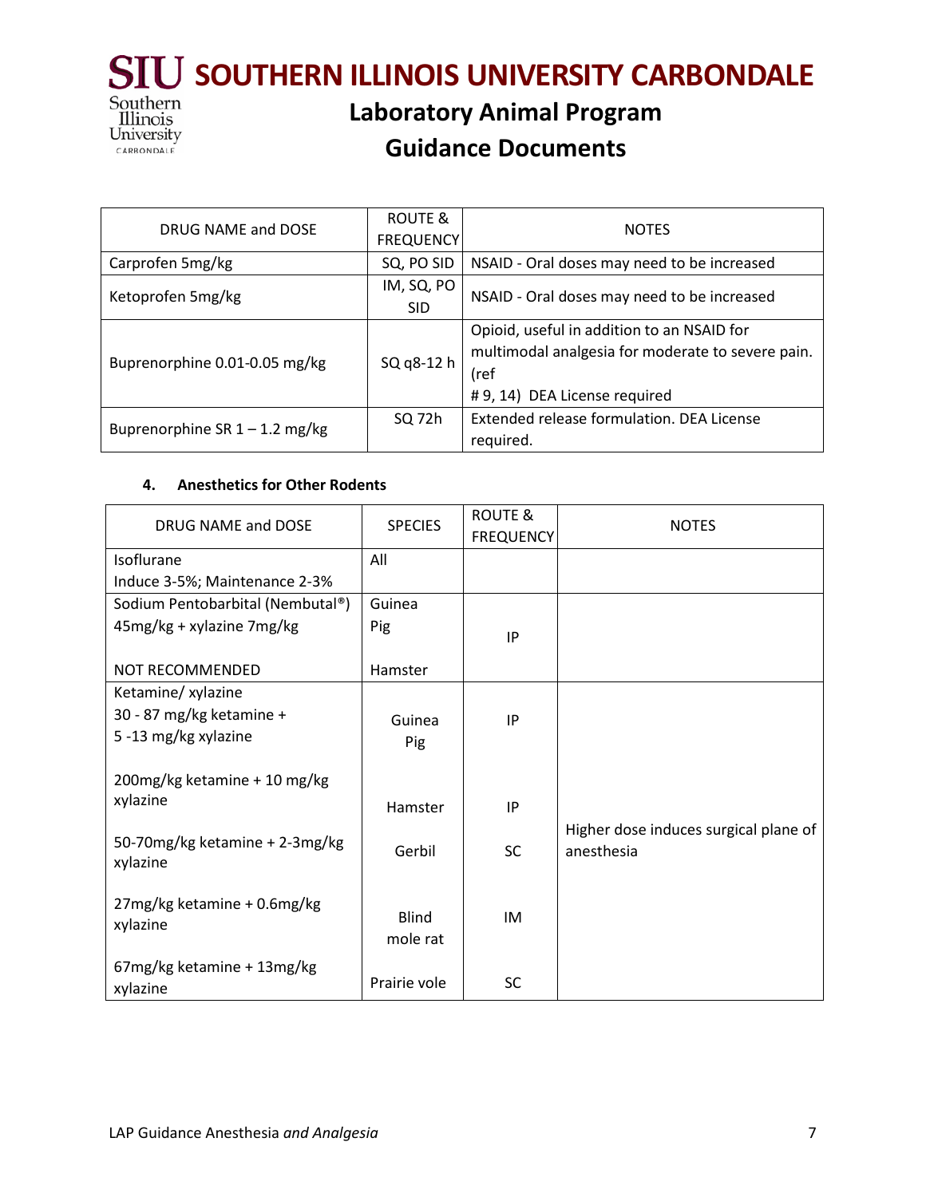| DRUG NAME and DOSE | ROUTE & FREQUENCY | NOTES |
|---|---|---|
| Carprofen 5mg/kg | SQ, PO SID | NSAID - Oral doses may need to be increased |
| Ketoprofen 5mg/kg | IM, SQ, PO SID | NSAID - Oral doses may need to be increased |
| Buprenorphine 0.01-0.05 mg/kg | SQ q8-12 h | Opioid, useful in addition to an NSAID for multimodal analgesia for moderate to severe pain. (ref # 9, 14) DEA License required |
| Buprenorphine SR 1 – 1.2 mg/kg | SQ 72h | Extended release formulation. DEA License required. |

#### 4. Anesthetics for Other Rodents

| DRUG NAME and DOSE | SPECIES | ROUTE & FREQUENCY | NOTES |
|---|---|---|---|
| Isoflurane<br>Induce 3-5%; Maintenance 2-3% | All | | |
| Sodium Pentobarbital (Nembutal®) 45mg/kg + xylazine 7mg/kg<br><br>NOT RECOMMENDED | Guinea Pig<br><br>Hamster | IP | |
| Ketamine/ xylazine<br>30 - 87 mg/kg ketamine + 5 -13 mg/kg xylazine | Guinea Pig | IP | |
| 200mg/kg ketamine + 10 mg/kg xylazine | Hamster | IP | |
| 50-70mg/kg ketamine + 2-3mg/kg xylazine | Gerbil | SC | Higher dose induces surgical plane of anesthesia |
| 27mg/kg ketamine + 0.6mg/kg xylazine | Blind mole rat | IM | |
| 67mg/kg ketamine + 13mg/kg xylazine | Prairie vole | SC | |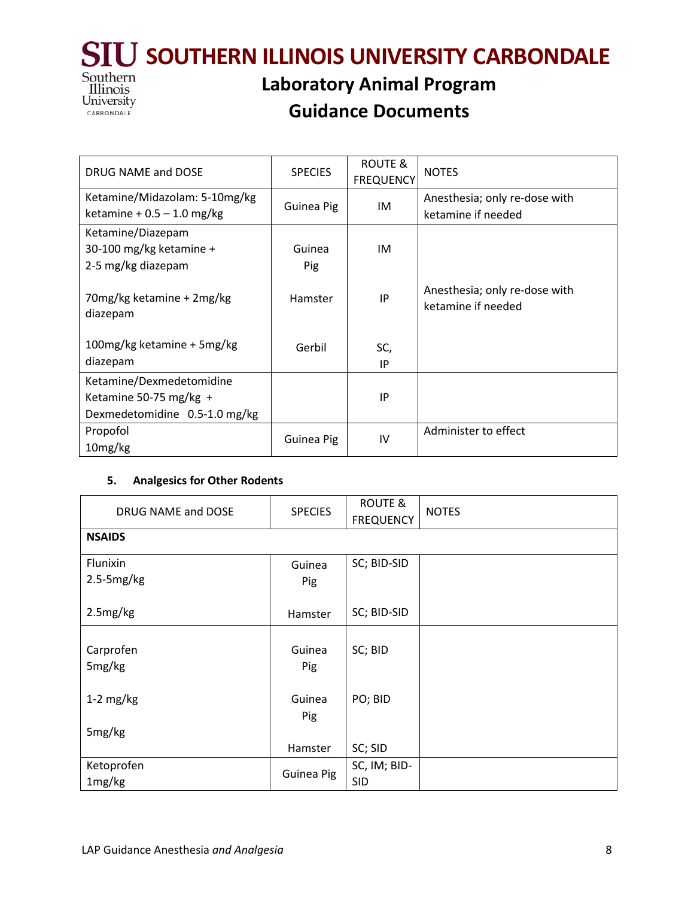| DRUG NAME and DOSE | SPECIES | ROUTE & FREQUENCY | NOTES |
|---|---|---|---|
| Ketamine/Midazolam: 5-10mg/kg ketamine + 0.5 – 1.0 mg/kg | Guinea Pig | IM | Anesthesia; only re-dose with ketamine if needed |
| Ketamine/Diazepam<br>30-100 mg/kg ketamine + 2-5 mg/kg diazepam<br><br>70mg/kg ketamine + 2mg/kg diazepam<br><br>100mg/kg ketamine + 5mg/kg diazepam | Guinea Pig<br><br>Hamster<br><br>Gerbil | IM<br><br>IP<br><br>SC, IP | Anesthesia; only re-dose with ketamine if needed |
| Ketamine/Dexmedetomidine<br>Ketamine 50-75 mg/kg + Dexmedetomidine 0.5-1.0 mg/kg | | IP | |
| Propofol<br>10mg/kg | Guinea Pig | IV | Administer to effect |

5. **Analgesics for Other Rodents**

| DRUG NAME and DOSE | SPECIES | ROUTE & FREQUENCY | NOTES |
|---|---|---|---|
| **NSAIDS** | | | |
| Flunixin<br>2.5-5mg/kg<br><br>2.5mg/kg | Guinea Pig<br><br>Hamster | SC; BID-SID<br><br>SC; BID-SID | |
| Carprofen<br>5mg/kg<br><br>1-2 mg/kg<br><br>5mg/kg | Guinea Pig<br><br>Guinea Pig<br><br>Hamster | SC; BID<br><br>PO; BID<br><br>SC; SID | |
| Ketoprofen<br>1mg/kg | Guinea Pig | SC, IM; BID-SID | |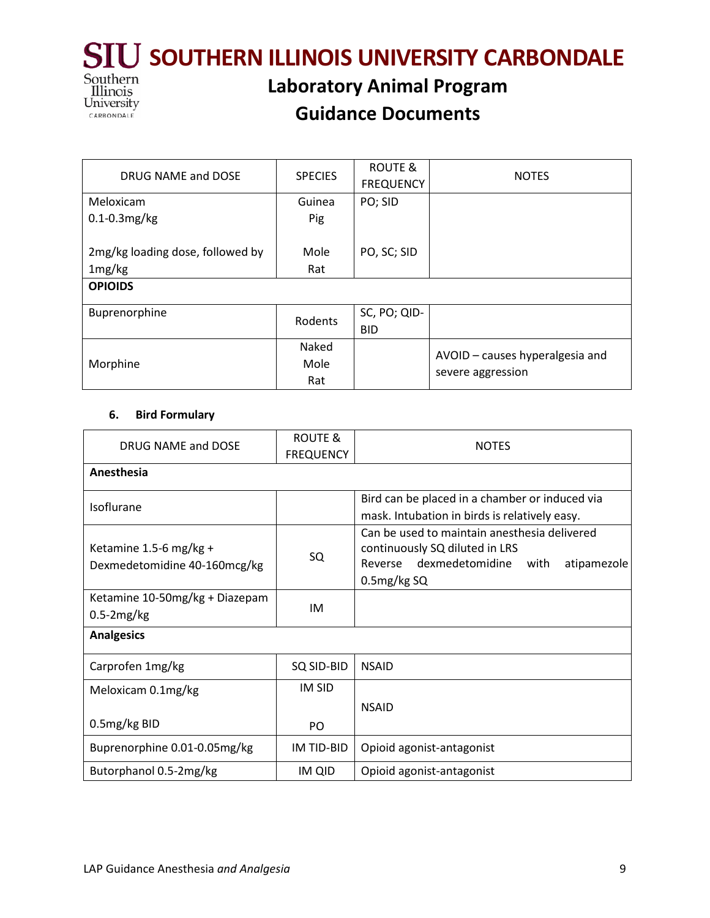| DRUG NAME and DOSE | SPECIES | ROUTE & FREQUENCY | NOTES |
|---|---|---|---|
| Meloxicam 0.1-0.3mg/kg | Guinea Pig | PO; SID | |
| 2mg/kg loading dose, followed by 1mg/kg | Mole Rat | PO, SC; SID | |
| **OPIOIDS** | | | |
| Buprenorphine | Rodents | SC, PO; QID-BID | |
| Morphine | Naked Mole Rat | | AVOID – causes hyperalgesia and severe aggression |

## 6. Bird Formulary

| DRUG NAME and DOSE | ROUTE & FREQUENCY | NOTES |
|---|---|---|
| **Anesthesia** | | |
| Isoflurane | | Bird can be placed in a chamber or induced via mask. Intubation in birds is relatively easy. |
| Ketamine 1.5-6 mg/kg + Dexmedetomidine 40-160mcg/kg | SQ | Can be used to maintain anesthesia delivered continuously SQ diluted in LRS Reverse dexmedetomidine with atipamezole 0.5mg/kg SQ |
| Ketamine 10-50mg/kg + Diazepam 0.5-2mg/kg | IM | |
| **Analgesics** | | |
| Carprofen 1mg/kg | SQ SID-BID | NSAID |
| Meloxicam 0.1mg/kg<br>0.5mg/kg BID | IM SID<br>PO | NSAID |
| Buprenorphine 0.01-0.05mg/kg | IM TID-BID | Opioid agonist-antagonist |
| Butorphanol 0.5-2mg/kg | IM QID | Opioid agonist-antagonist |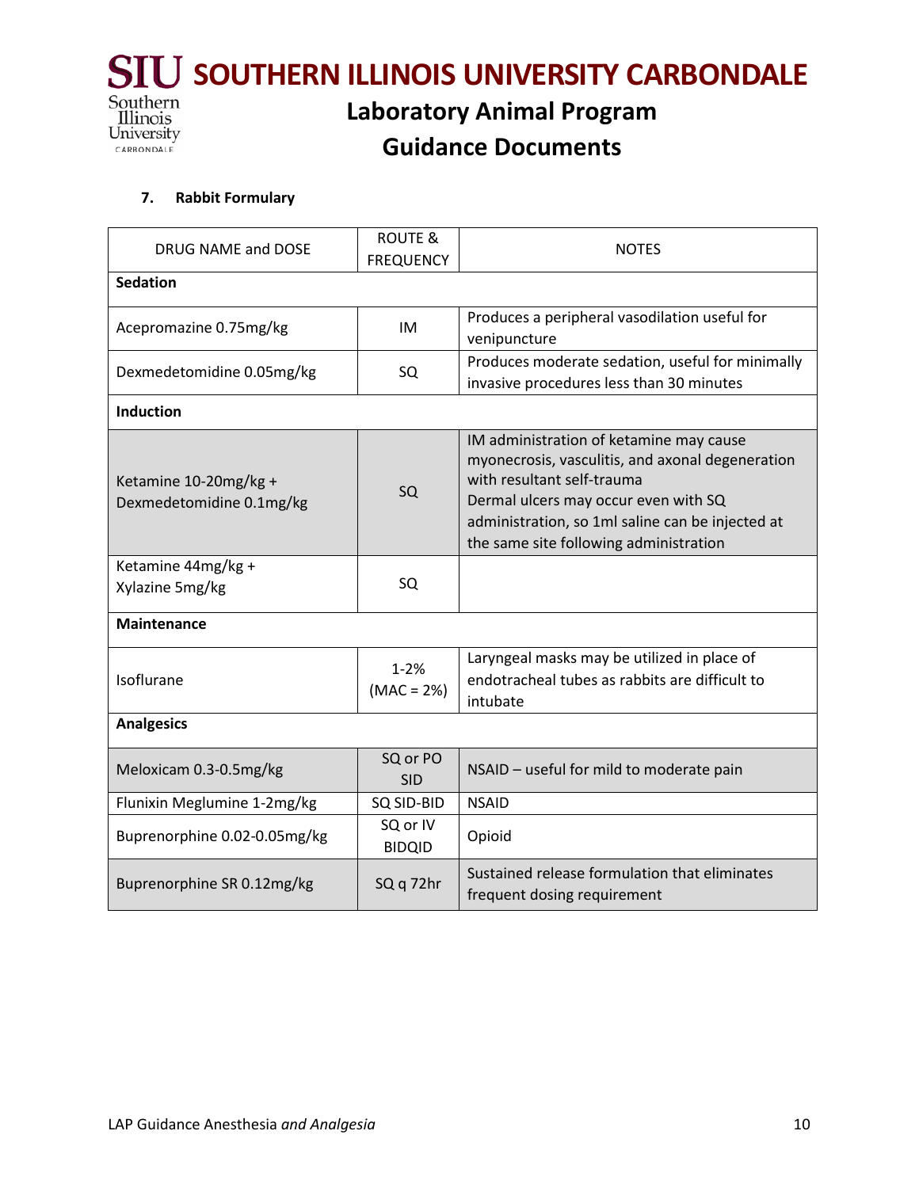### 7. Rabbit Formulary

| DRUG NAME and DOSE | ROUTE & FREQUENCY | NOTES |
|---|---|---|
| **Sedation** | | |
| Acepromazine 0.75mg/kg | IM | Produces a peripheral vasodilation useful for venipuncture |
| Dexmedetomidine 0.05mg/kg | SQ | Produces moderate sedation, useful for minimally invasive procedures less than 30 minutes |
| **Induction** | | |
| Ketamine 10-20mg/kg + Dexmedetomidine 0.1mg/kg | SQ | IM administration of ketamine may cause myonecrosis, vasculitis, and axonal degeneration with resultant self-trauma<br>Dermal ulcers may occur even with SQ administration, so 1ml saline can be injected at the same site following administration |
| Ketamine 44mg/kg + Xylazine 5mg/kg | SQ | |
| **Maintenance** | | |
| Isoflurane | 1-2% (MAC = 2%) | Laryngeal masks may be utilized in place of endotracheal tubes as rabbits are difficult to intubate |
| **Analgesics** | | |
| Meloxicam 0.3-0.5mg/kg | SQ or PO SID | NSAID – useful for mild to moderate pain |
| Flunixin Meglumine 1-2mg/kg | SQ SID-BID | NSAID |
| Buprenorphine 0.02-0.05mg/kg | SQ or IV BIDQID | Opioid |
| Buprenorphine SR 0.12mg/kg | SQ q 72hr | Sustained release formulation that eliminates frequent dosing requirement |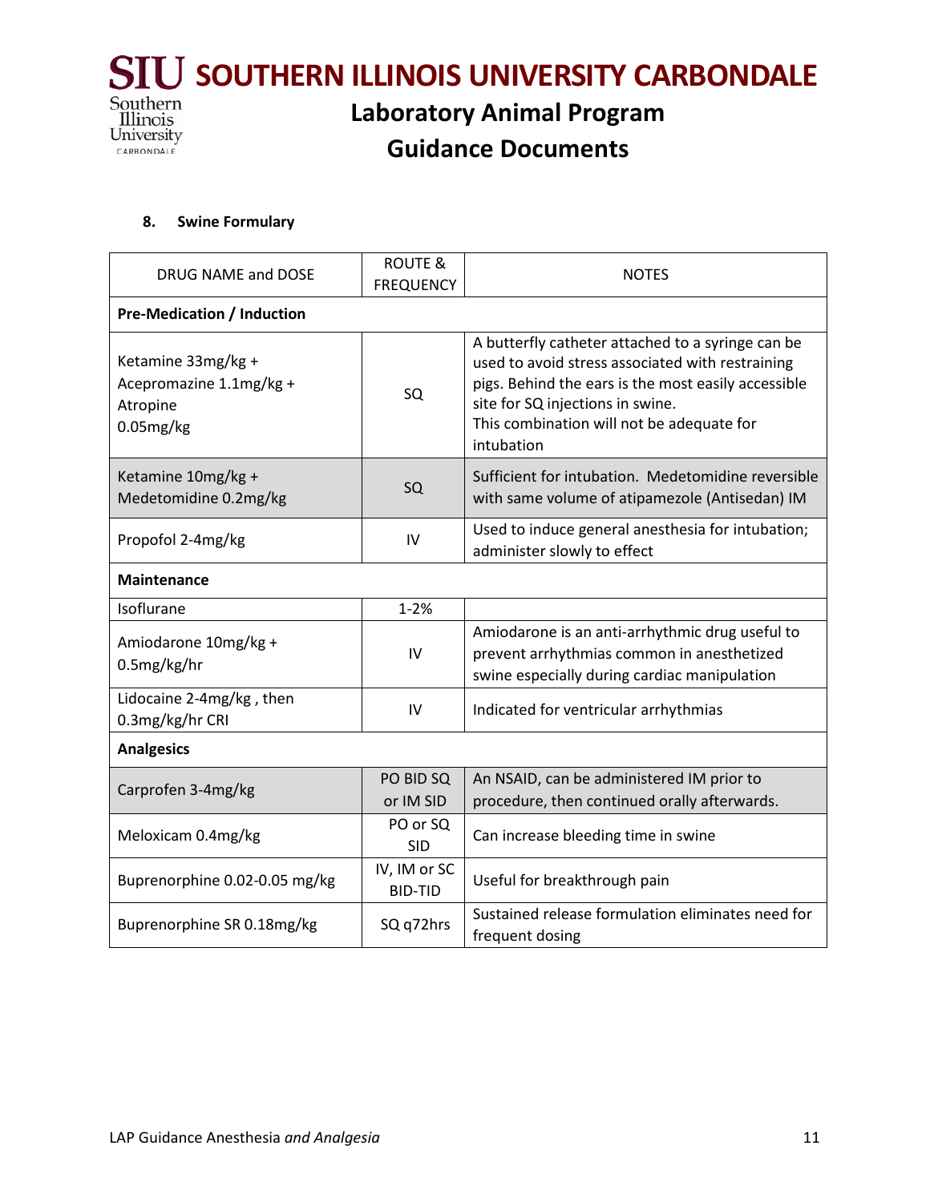## 8. Swine Formulary

| DRUG NAME and DOSE | ROUTE & FREQUENCY | NOTES |
|---|---|---|
| **Pre-Medication / Induction** | | |
| Ketamine 33mg/kg + Acepromazine 1.1mg/kg + Atropine 0.05mg/kg | SQ | A butterfly catheter attached to a syringe can be used to avoid stress associated with restraining pigs. Behind the ears is the most easily accessible site for SQ injections in swine. This combination will not be adequate for intubation |
| Ketamine 10mg/kg + Medetomidine 0.2mg/kg | SQ | Sufficient for intubation. Medetomidine reversible with same volume of atipamezole (Antisedan) IM |
| Propofol 2-4mg/kg | IV | Used to induce general anesthesia for intubation; administer slowly to effect |
| **Maintenance** | | |
| Isoflurane | 1-2% | |
| Amiodarone 10mg/kg + 0.5mg/kg/hr | IV | Amiodarone is an anti-arrhythmic drug useful to prevent arrhythmias common in anesthetized swine especially during cardiac manipulation |
| Lidocaine 2-4mg/kg , then 0.3mg/kg/hr CRI | IV | Indicated for ventricular arrhythmias |
| **Analgesics** | | |
| Carprofen 3-4mg/kg | PO BID SQ or IM SID | An NSAID, can be administered IM prior to procedure, then continued orally afterwards. |
| Meloxicam 0.4mg/kg | PO or SQ SID | Can increase bleeding time in swine |
| Buprenorphine 0.02-0.05 mg/kg | IV, IM or SC BID-TID | Useful for breakthrough pain |
| Buprenorphine SR 0.18mg/kg | SQ q72hrs | Sustained release formulation eliminates need for frequent dosing |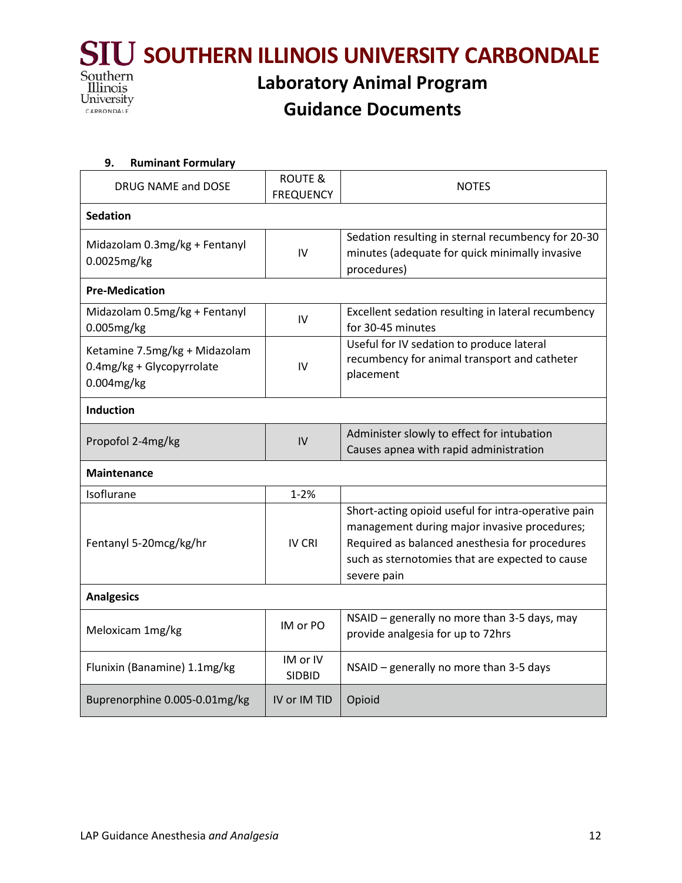### 9. Ruminant Formulary

| DRUG NAME and DOSE | ROUTE & FREQUENCY | NOTES |
|---|---|---|
| **Sedation** | | |
| Midazolam 0.3mg/kg + Fentanyl 0.0025mg/kg | IV | Sedation resulting in sternal recumbency for 20-30 minutes (adequate for quick minimally invasive procedures) |
| **Pre-Medication** | | |
| Midazolam 0.5mg/kg + Fentanyl 0.005mg/kg | IV | Excellent sedation resulting in lateral recumbency for 30-45 minutes |
| Ketamine 7.5mg/kg + Midazolam 0.4mg/kg + Glycopyrrolate 0.004mg/kg | IV | Useful for IV sedation to produce lateral recumbency for animal transport and catheter placement |
| **Induction** | | |
| Propofol 2-4mg/kg | IV | Administer slowly to effect for intubation<br>Causes apnea with rapid administration |
| **Maintenance** | | |
| Isoflurane | 1-2% | |
| Fentanyl 5-20mcg/kg/hr | IV CRI | Short-acting opioid useful for intra-operative pain management during major invasive procedures; Required as balanced anesthesia for procedures such as sternotomies that are expected to cause severe pain |
| **Analgesics** | | |
| Meloxicam 1mg/kg | IM or PO | NSAID – generally no more than 3-5 days, may provide analgesia for up to 72hrs |
| Flunixin (Banamine) 1.1mg/kg | IM or IV SIDBID | NSAID – generally no more than 3-5 days |
| Buprenorphine 0.005-0.01mg/kg | IV or IM TID | Opioid |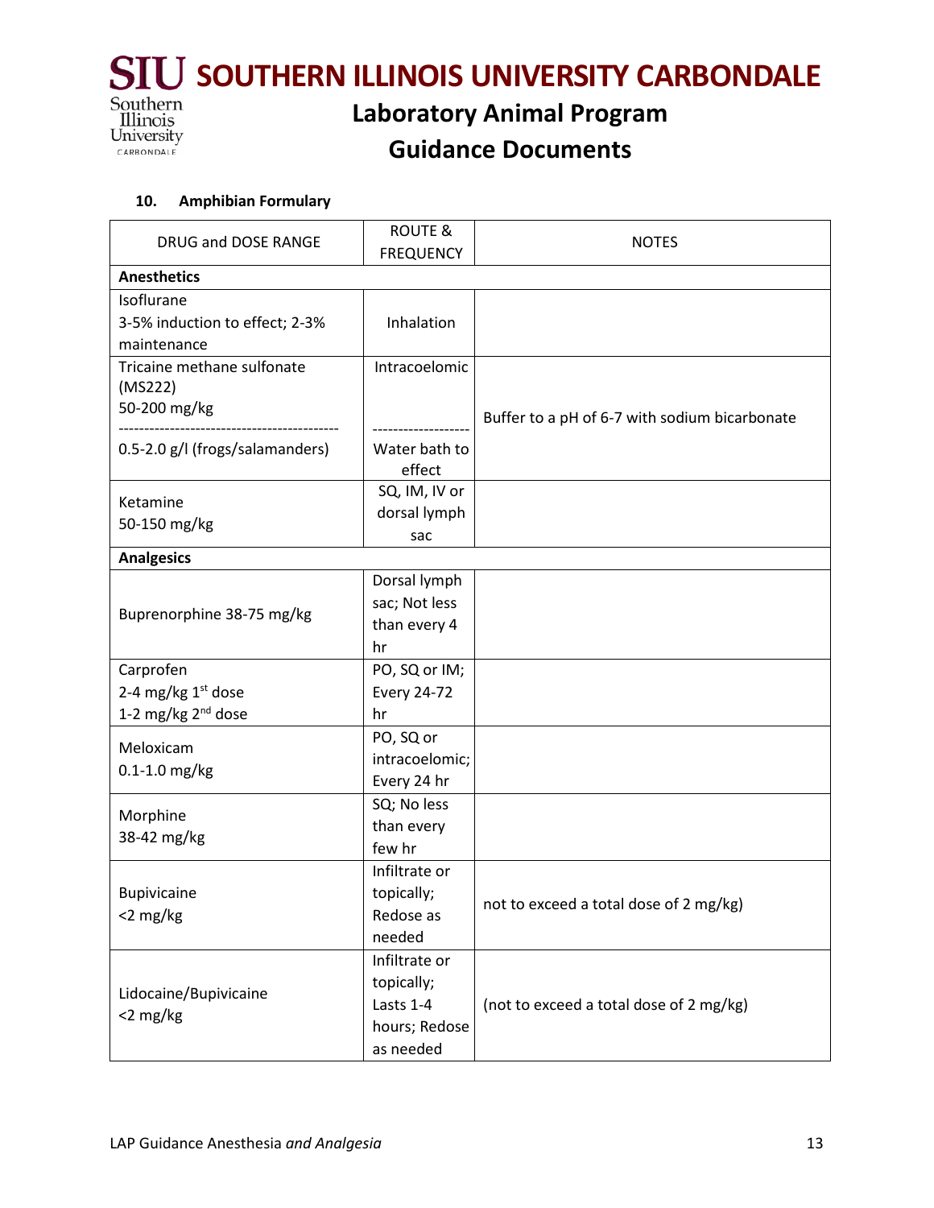### 10. Amphibian Formulary

| DRUG and DOSE RANGE | ROUTE & FREQUENCY | NOTES |
|---|---|---|
| **Anesthetics** | | |
| Isoflurane<br>3-5% induction to effect; 2-3% maintenance | Inhalation | |
| Tricaine methane sulfonate (MS222)<br>50-200 mg/kg<br>--------------------------------------------<br>0.5-2.0 g/l (frogs/salamanders) | Intracoelomic<br>-------------------<br>Water bath to effect | Buffer to a pH of 6-7 with sodium bicarbonate |
| Ketamine<br>50-150 mg/kg | SQ, IM, IV or dorsal lymph sac | |
| **Analgesics** | | |
| Buprenorphine 38-75 mg/kg | Dorsal lymph sac; Not less than every 4 hr | |
| Carprofen<br>2-4 mg/kg 1st dose<br>1-2 mg/kg 2nd dose | PO, SQ or IM; Every 24-72 hr | |
| Meloxicam<br>0.1-1.0 mg/kg | PO, SQ or intracoelomic; Every 24 hr | |
| Morphine<br>38-42 mg/kg | SQ; No less than every few hr | |
| Bupivicaine<br><2 mg/kg | Infiltrate or topically; Redose as needed | not to exceed a total dose of 2 mg/kg) |
| Lidocaine/Bupivicaine<br><2 mg/kg | Infiltrate or topically; Lasts 1-4 hours; Redose as needed | (not to exceed a total dose of 2 mg/kg) |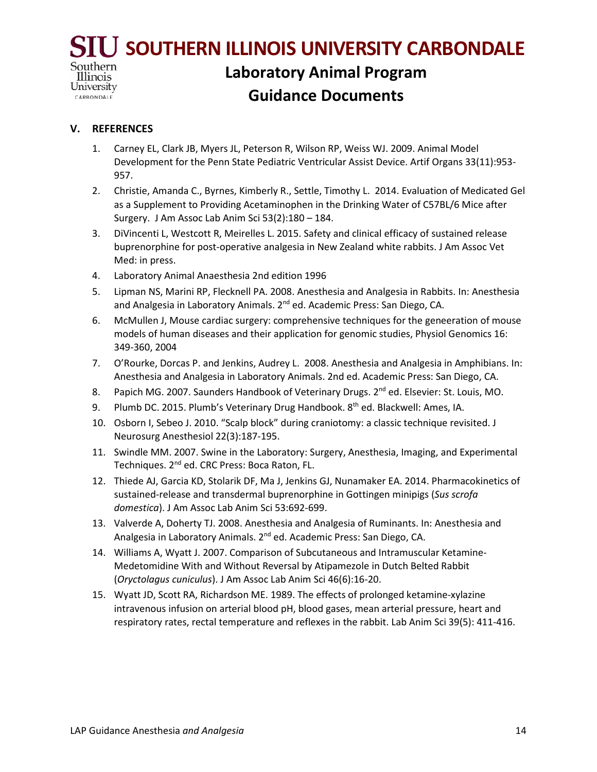## V. REFERENCES

1. Carney EL, Clark JB, Myers JL, Peterson R, Wilson RP, Weiss WJ. 2009. Animal Model Development for the Penn State Pediatric Ventricular Assist Device. Artif Organs 33(11):953-957.
2. Christie, Amanda C., Byrnes, Kimberly R., Settle, Timothy L. 2014. Evaluation of Medicated Gel as a Supplement to Providing Acetaminophen in the Drinking Water of C57BL/6 Mice after Surgery. J Am Assoc Lab Anim Sci 53(2):180 – 184.
3. DiVincenti L, Westcott R, Meirelles L. 2015. Safety and clinical efficacy of sustained release buprenorphine for post-operative analgesia in New Zealand white rabbits. J Am Assoc Vet Med: in press.
4. Laboratory Animal Anaesthesia 2nd edition 1996
5. Lipman NS, Marini RP, Flecknell PA. 2008. Anesthesia and Analgesia in Rabbits. In: Anesthesia and Analgesia in Laboratory Animals. 2nd ed. Academic Press: San Diego, CA.
6. McMullen J, Mouse cardiac surgery: comprehensive techniques for the geneeration of mouse models of human diseases and their application for genomic studies, Physiol Genomics 16: 349-360, 2004
7. O'Rourke, Dorcas P. and Jenkins, Audrey L. 2008. Anesthesia and Analgesia in Amphibians. In: Anesthesia and Analgesia in Laboratory Animals. 2nd ed. Academic Press: San Diego, CA.
8. Papich MG. 2007. Saunders Handbook of Veterinary Drugs. 2nd ed. Elsevier: St. Louis, MO.
9. Plumb DC. 2015. Plumb's Veterinary Drug Handbook. 8th ed. Blackwell: Ames, IA.
10. Osborn I, Sebeo J. 2010. "Scalp block" during craniotomy: a classic technique revisited. J Neurosurg Anesthesiol 22(3):187-195.
11. Swindle MM. 2007. Swine in the Laboratory: Surgery, Anesthesia, Imaging, and Experimental Techniques. 2nd ed. CRC Press: Boca Raton, FL.
12. Thiede AJ, Garcia KD, Stolarik DF, Ma J, Jenkins GJ, Nunamaker EA. 2014. Pharmacokinetics of sustained-release and transdermal buprenorphine in Gottingen minipigs (*Sus scrofa domestica*). J Am Assoc Lab Anim Sci 53:692-699.
13. Valverde A, Doherty TJ. 2008. Anesthesia and Analgesia of Ruminants. In: Anesthesia and Analgesia in Laboratory Animals. 2nd ed. Academic Press: San Diego, CA.
14. Williams A, Wyatt J. 2007. Comparison of Subcutaneous and Intramuscular Ketamine-Medetomidine With and Without Reversal by Atipamezole in Dutch Belted Rabbit (*Oryctolagus cuniculus*). J Am Assoc Lab Anim Sci 46(6):16-20.
15. Wyatt JD, Scott RA, Richardson ME. 1989. The effects of prolonged ketamine-xylazine intravenous infusion on arterial blood pH, blood gases, mean arterial pressure, heart and respiratory rates, rectal temperature and reflexes in the rabbit. Lab Anim Sci 39(5): 411-416.